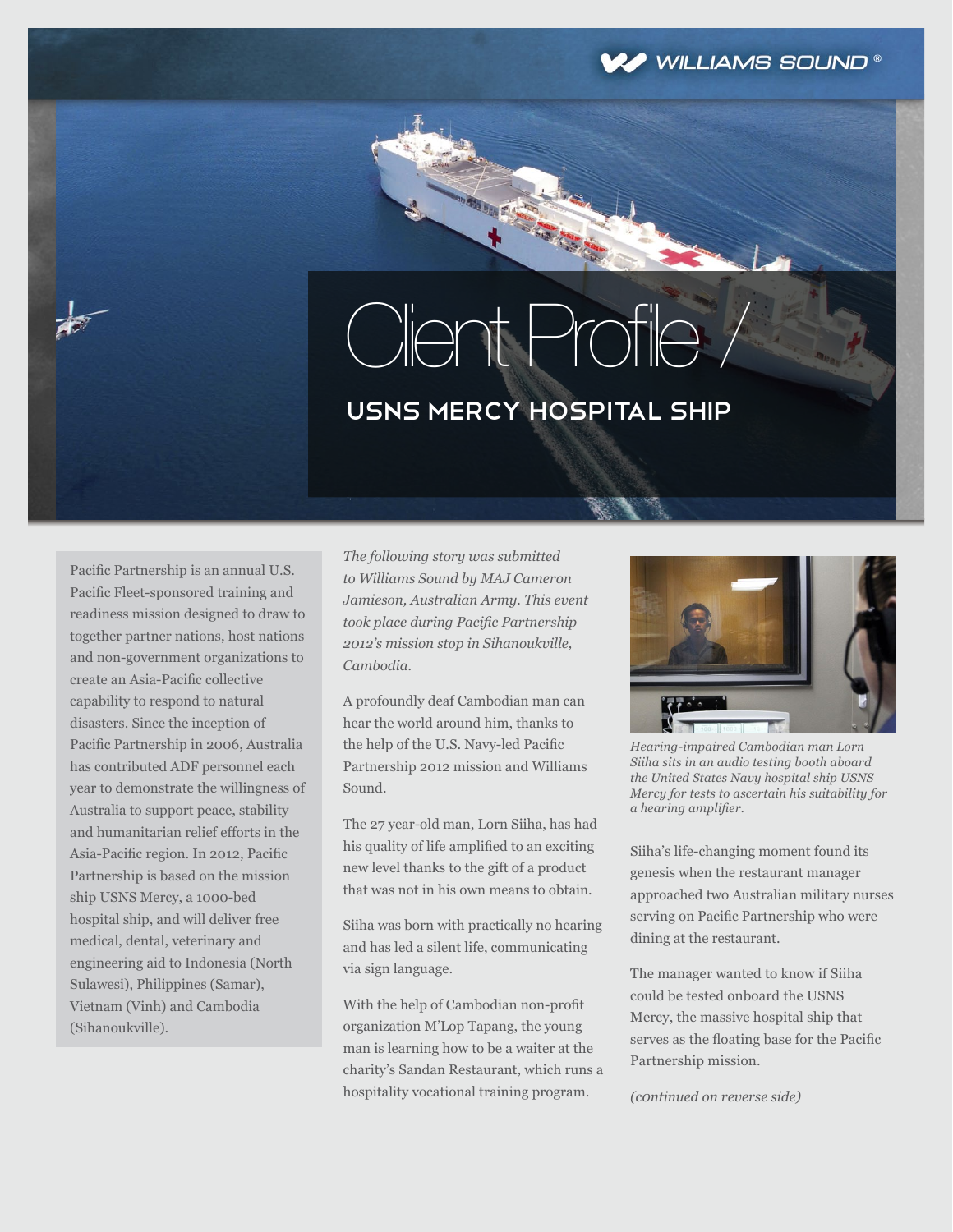WILLIAMS SOUND®

# Client Profile /

## USNS MERCY HOSPITAL SHIP

Pacific Partnership is an annual U.S. Pacific Fleet-sponsored training and readiness mission designed to draw to together partner nations, host nations and non-government organizations to create an Asia-Pacific collective capability to respond to natural disasters. Since the inception of Pacific Partnership in 2006, Australia has contributed ADF personnel each year to demonstrate the willingness of Australia to support peace, stability and humanitarian relief efforts in the Asia-Pacific region. In 2012, Pacific Partnership is based on the mission ship USNS Mercy, a 1000-bed hospital ship, and will deliver free medical, dental, veterinary and engineering aid to Indonesia (North Sulawesi), Philippines (Samar), Vietnam (Vinh) and Cambodia (Sihanoukville).

*The following story was submitted to Williams Sound by MAJ Cameron Jamieson, Australian Army. This event took place during Pacific Partnership 2012's mission stop in Sihanoukville, Cambodia.*

A profoundly deaf Cambodian man can hear the world around him, thanks to the help of the U.S. Navy-led Pacific Partnership 2012 mission and Williams Sound.

The 27 year-old man, Lorn Siiha, has had his quality of life amplified to an exciting new level thanks to the gift of a product that was not in his own means to obtain.

Siiha was born with practically no hearing and has led a silent life, communicating via sign language.

With the help of Cambodian non-profit organization M'Lop Tapang, the young man is learning how to be a waiter at the charity's Sandan Restaurant, which runs a hospitality vocational training program.

*Hearing-impaired Cambodian man Lorn Siiha sits in an audio testing booth aboard the United States Navy hospital ship USNS Mercy for tests to ascertain his suitability for a hearing amplifier.*

Siiha's life-changing moment found its genesis when the restaurant manager approached two Australian military nurses serving on Pacific Partnership who were dining at the restaurant.

The manager wanted to know if Siiha could be tested onboard the USNS Mercy, the massive hospital ship that serves as the floating base for the Pacific Partnership mission.

*(continued on reverse side)*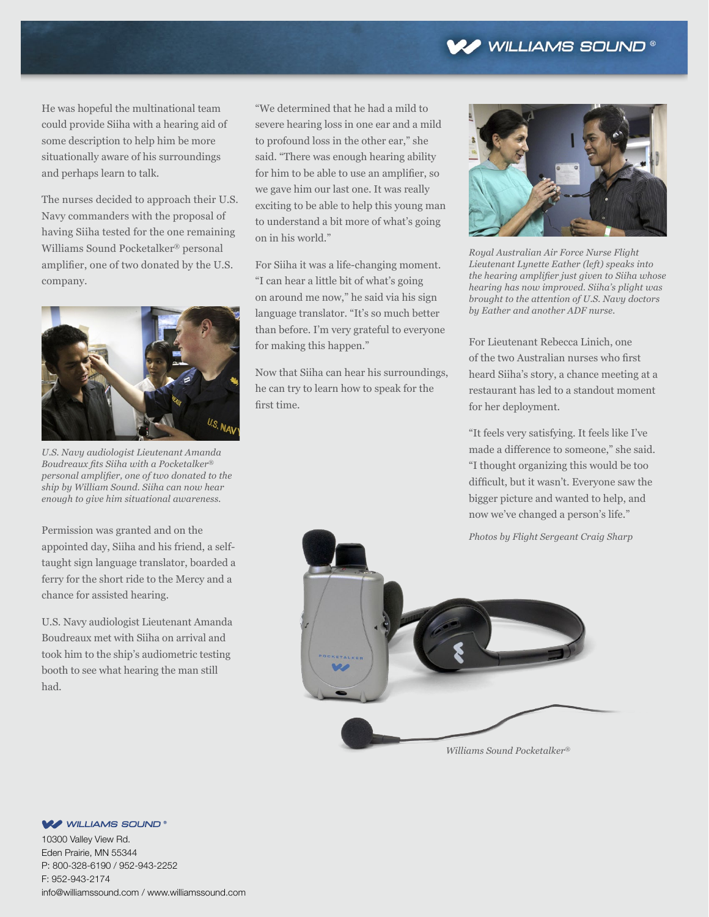He was hopeful the multinational team could provide Siiha with a hearing aid of some description to help him be more situationally aware of his surroundings and perhaps learn to talk.

The nurses decided to approach their U.S. Navy commanders with the proposal of having Siiha tested for the one remaining Williams Sound Pocketalker® personal amplifier, one of two donated by the U.S. company.

*U.S. Navy audiologist Lieutenant Amanda Boudreaux fits Siiha with a Pocketalker® personal amplifier, one of two donated to the ship by William Sound. Siiha can now hear enough to give him situational awareness.*

Permission was granted and on the appointed day, Siiha and his friend, a self-taught sign language translator, boarded a ferry for the short ride to the Mercy and a chance for assisted hearing.

U.S. Navy audiologist Lieutenant Amanda Boudreaux met with Siiha on arrival and took him to the ship's audiometric testing booth to see what hearing the man still had.

"We determined that he had a mild to severe hearing loss in one ear and a mild to profound loss in the other ear," she said. "There was enough hearing ability for him to be able to use an amplifier, so we gave him our last one. It was really exciting to be able to help this young man to understand a bit more of what's going on in his world."

For Siiha it was a life-changing moment. "I can hear a little bit of what's going on around me now," he said via his sign language translator. "It's so much better than before. I'm very grateful to everyone for making this happen."

Now that Siiha can hear his surroundings, he can try to learn how to speak for the first time.

*Royal Australian Air Force Nurse Flight Lieutenant Lynette Eather (left) speaks into the hearing amplifier just given to Siiha whose hearing has now improved. Siiha's plight was brought to the attention of U.S. Navy doctors by Eather and another ADF nurse.*

For Lieutenant Rebecca Linich, one of the two Australian nurses who first heard Siiha's story, a chance meeting at a restaurant has led to a standout moment for her deployment.

"It feels very satisfying. It feels like I've made a difference to someone," she said. "I thought organizing this would be too difficult, but it wasn't. Everyone saw the bigger picture and wanted to help, and now we've changed a person's life."

*Photos by Flight Sergeant Craig Sharp*

*Williams Sound Pocketalker®*

**WILLIAMS SOUND®**
10300 Valley View Rd.
Eden Prairie, MN 55344
P: 800-328-6190 / 952-943-2252
F: 952-943-2174
info@williamssound.com / www.williamssound.com